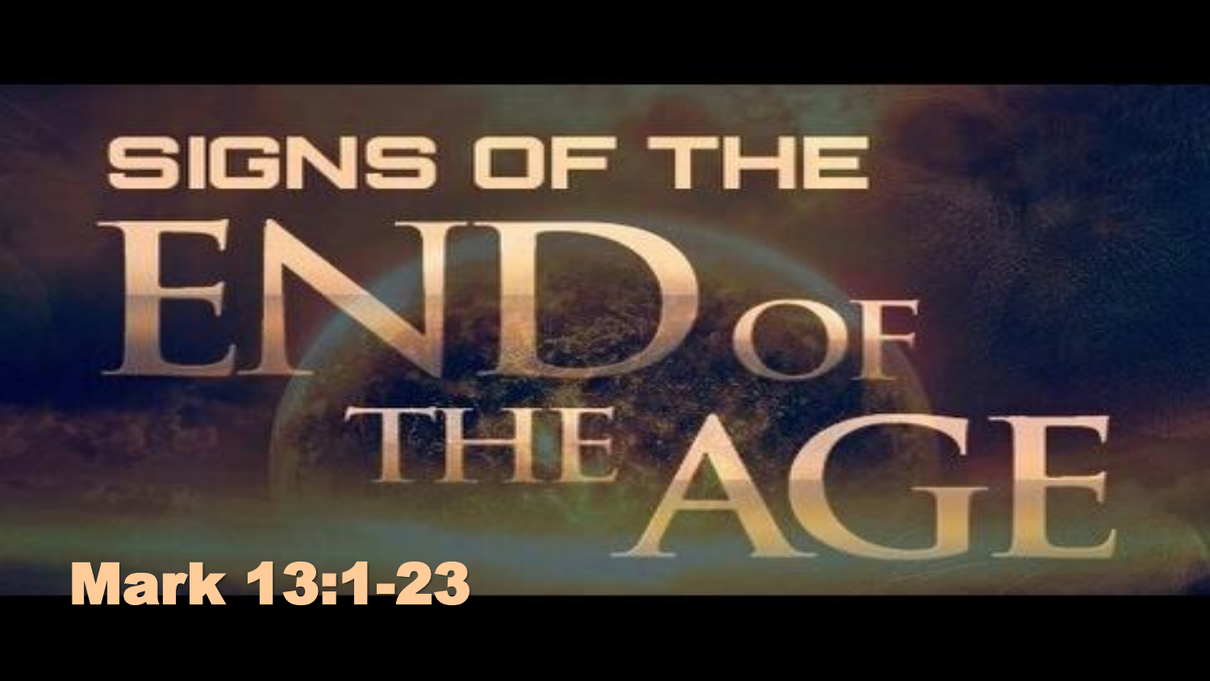# SIGNS OF THE END OF THE AGE

Mark 13:1-23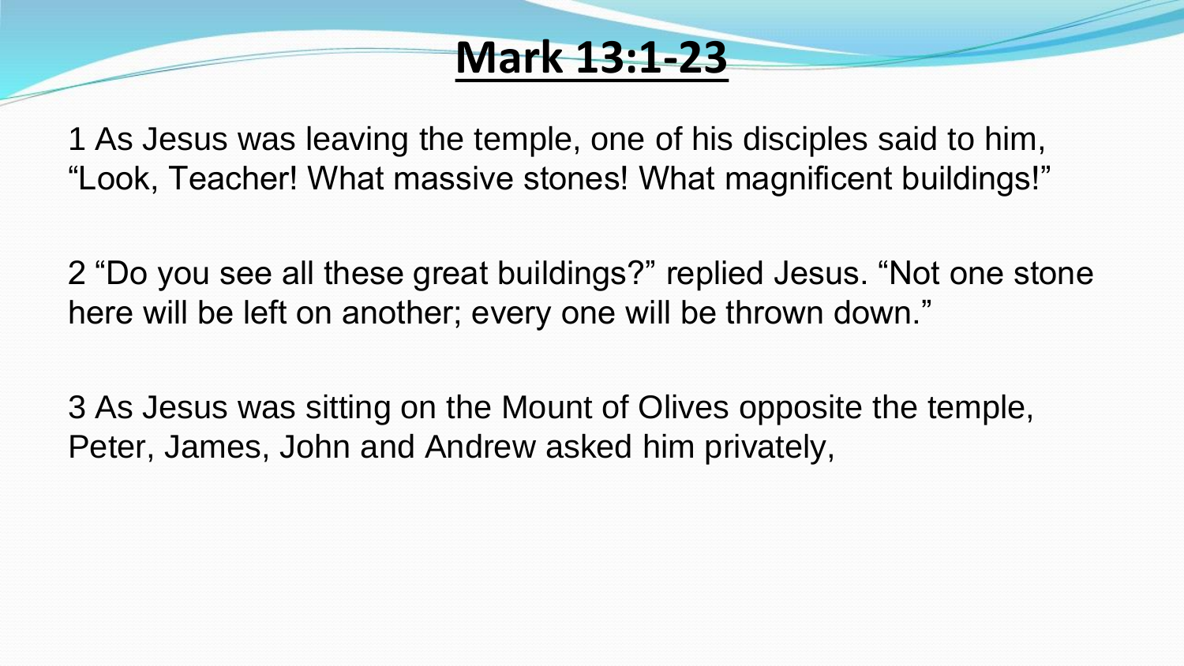# Mark 13:1-23

1 As Jesus was leaving the temple, one of his disciples said to him, “Look, Teacher! What massive stones! What magnificent buildings!”

2 “Do you see all these great buildings?” replied Jesus. “Not one stone here will be left on another; every one will be thrown down.”

3 As Jesus was sitting on the Mount of Olives opposite the temple, Peter, James, John and Andrew asked him privately,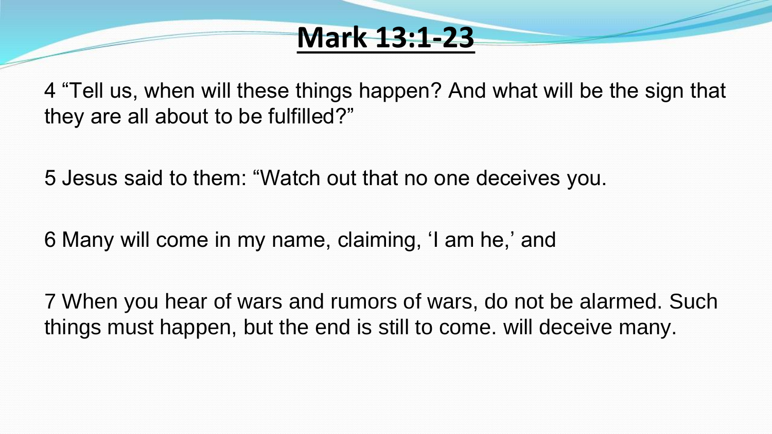# Mark 13:1-23

4 “Tell us, when will these things happen? And what will be the sign that they are all about to be fulfilled?”

5 Jesus said to them: “Watch out that no one deceives you.

6 Many will come in my name, claiming, ‘I am he,’ and

7 When you hear of wars and rumors of wars, do not be alarmed. Such things must happen, but the end is still to come. will deceive many.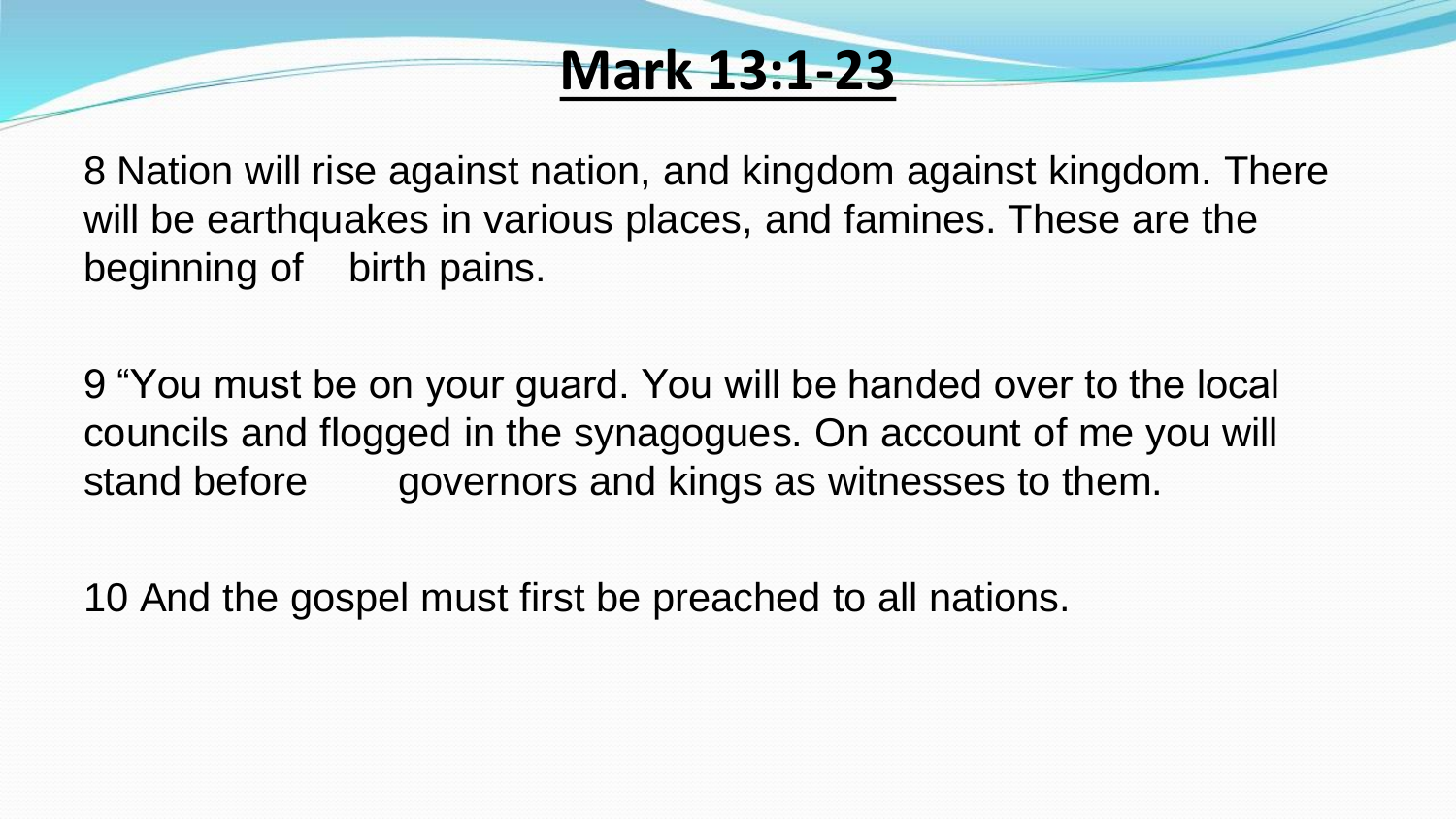# Mark 13:1-23

8 Nation will rise against nation, and kingdom against kingdom. There will be earthquakes in various places, and famines. These are the beginning of birth pains.

9 "You must be on your guard. You will be handed over to the local councils and flogged in the synagogues. On account of me you will stand before governors and kings as witnesses to them.

10 And the gospel must first be preached to all nations.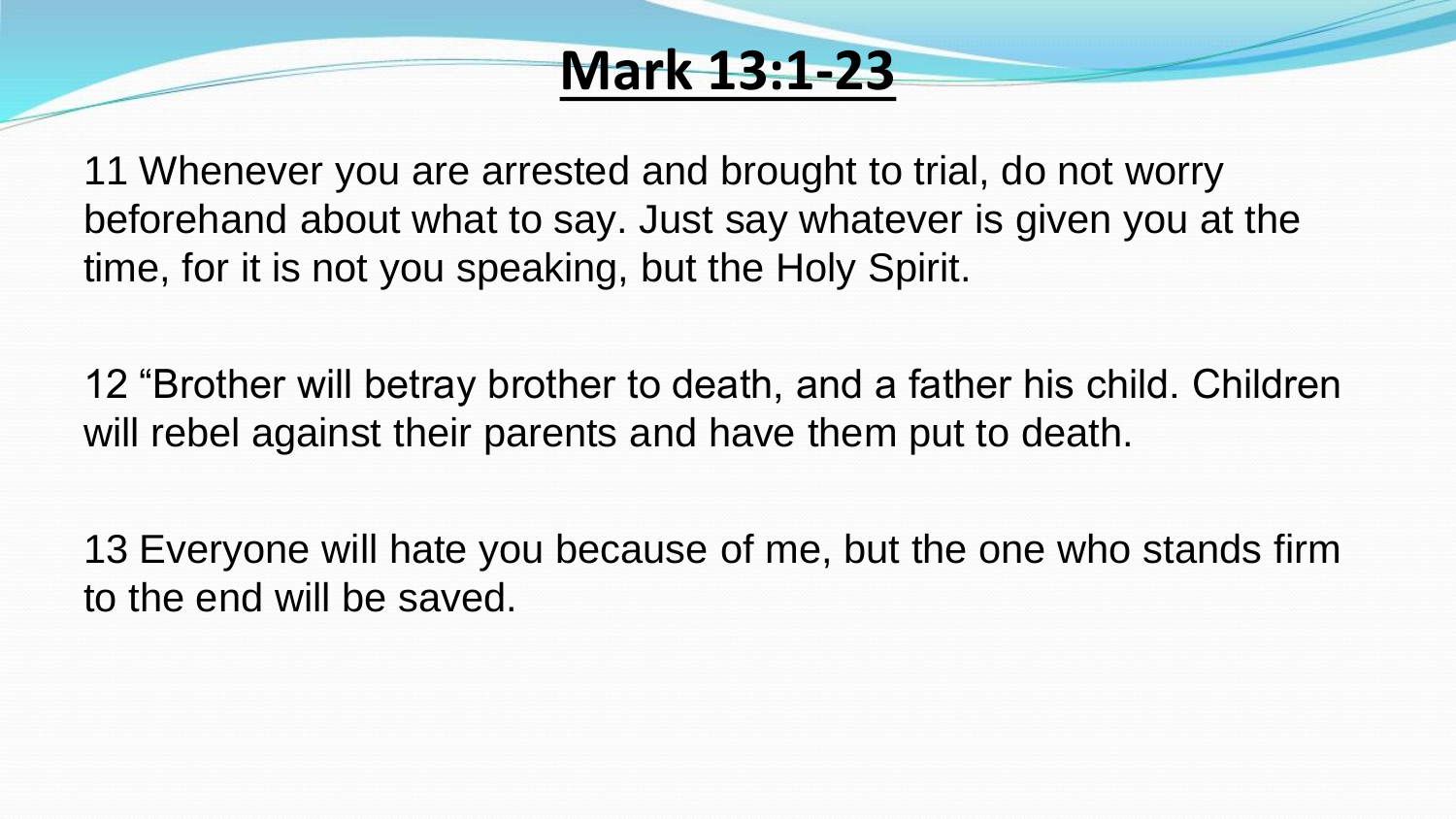# Mark 13:1-23

11 Whenever you are arrested and brought to trial, do not worry beforehand about what to say. Just say whatever is given you at the time, for it is not you speaking, but the Holy Spirit.

12 “Brother will betray brother to death, and a father his child. Children will rebel against their parents and have them put to death.

13 Everyone will hate you because of me, but the one who stands firm to the end will be saved.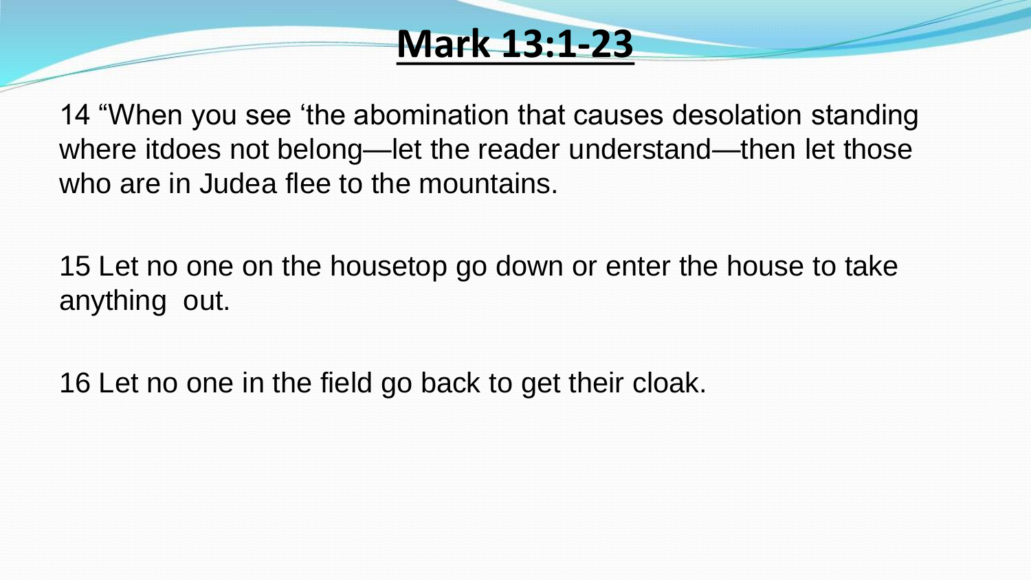# Mark 13:1-23

14 “When you see ‘the abomination that causes desolation standing where itdoes not belong—let the reader understand—then let those who are in Judea flee to the mountains.

15 Let no one on the housetop go down or enter the house to take anything out.

16 Let no one in the field go back to get their cloak.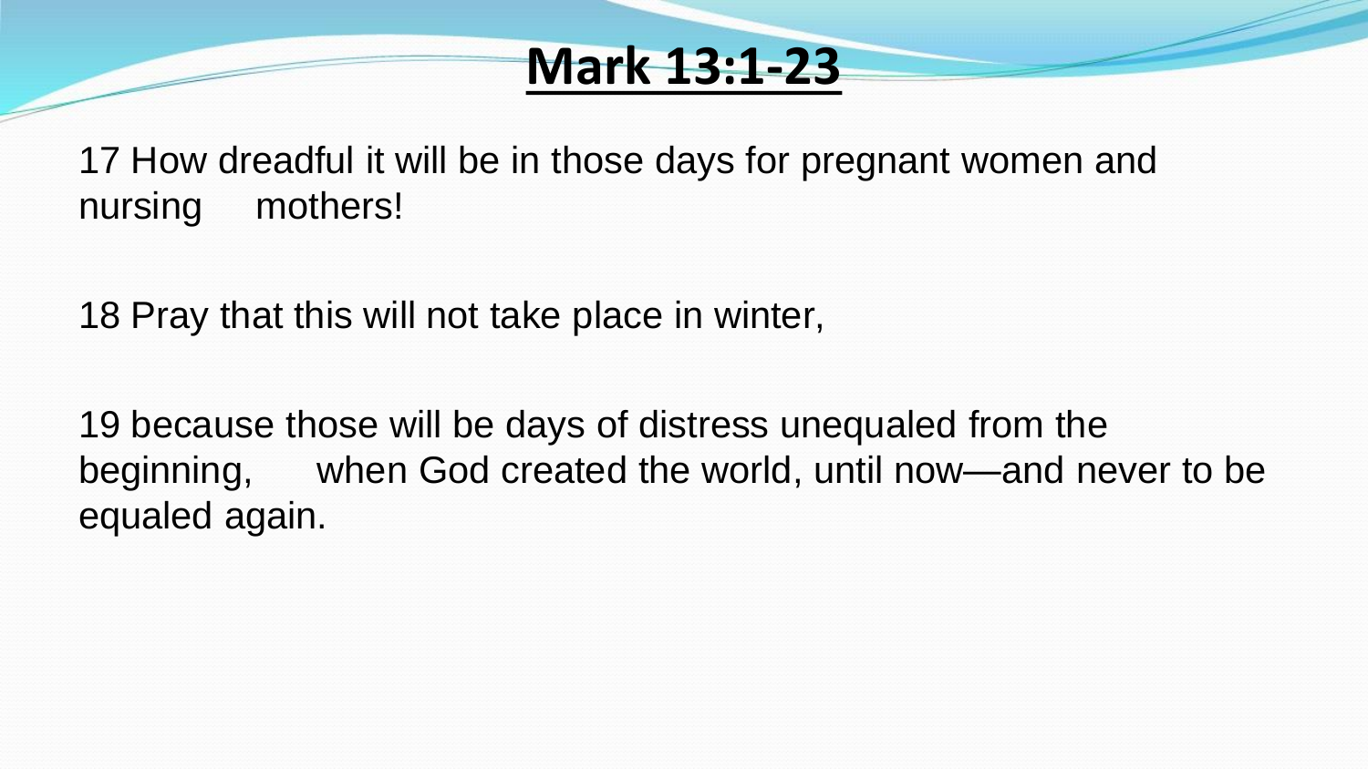# Mark 13:1-23

17 How dreadful it will be in those days for pregnant women and nursing mothers!

18 Pray that this will not take place in winter,

19 because those will be days of distress unequaled from the beginning, when God created the world, until now—and never to be equaled again.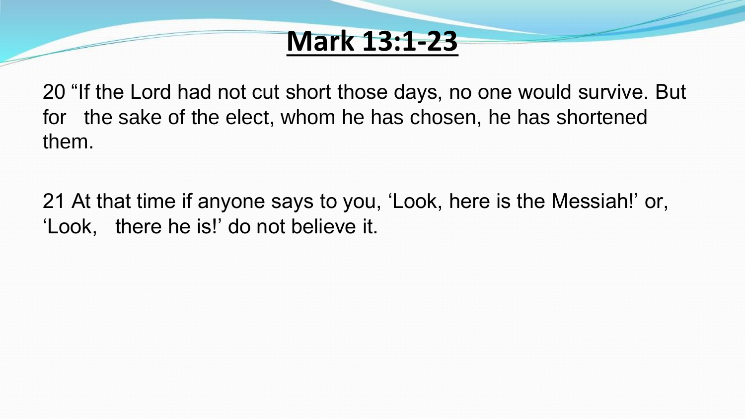# Mark 13:1-23

20 “If the Lord had not cut short those days, no one would survive. But for the sake of the elect, whom he has chosen, he has shortened them.

21 At that time if anyone says to you, ‘Look, here is the Messiah!’ or, ‘Look, there he is!’ do not believe it.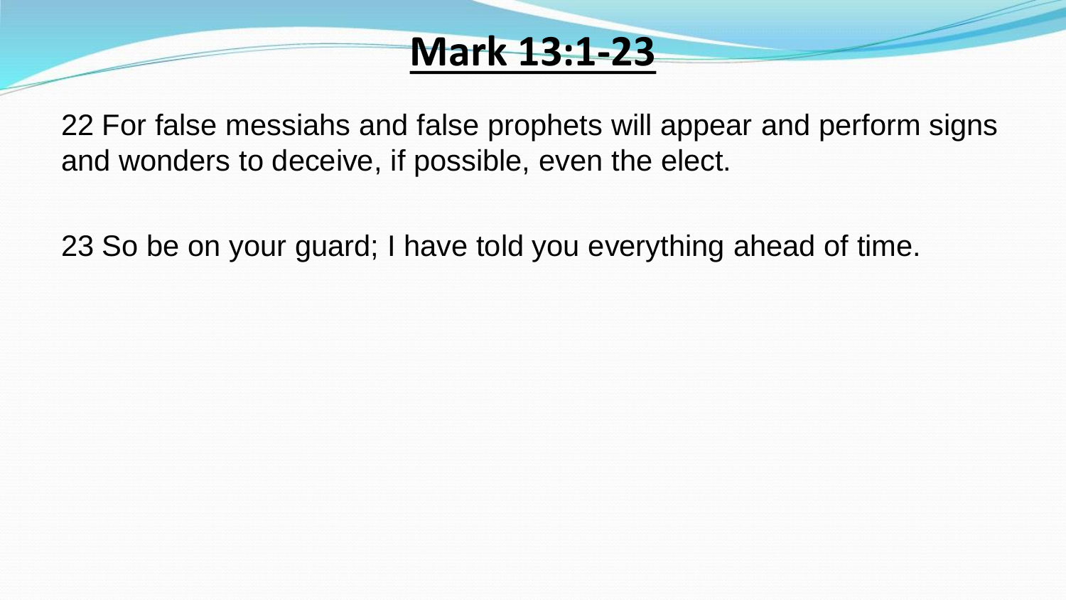# Mark 13:1-23

22 For false messiahs and false prophets will appear and perform signs and wonders to deceive, if possible, even the elect.

23 So be on your guard; I have told you everything ahead of time.